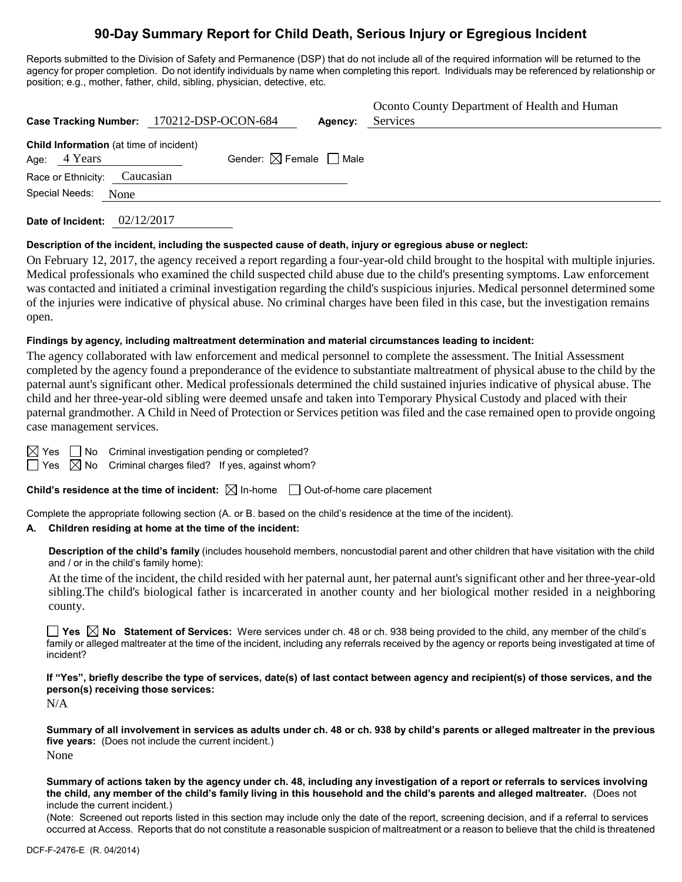# 90-Day Summary Report for Child Death, Serious Injury or Egregious Incident

Reports submitted to the Division of Safety and Permanence (DSP) that do not include all of the required information will be returned to the agency for proper completion. Do not identify individuals by name when completing this report. Individuals may be referenced by relationship or position; e.g., mother, father, child, sibling, physician, detective, etc.

**Case Tracking Number:** 170212-DSP-OCON-684 **Agency:** Oconto County Department of Health and Human Services

**Child Information** (at time of incident)

Age: 4 Years Gender: ☒ Female ☐ Male

Race or Ethnicity: Caucasian

Special Needs: None

**Date of Incident:** 02/12/2017

**Description of the incident, including the suspected cause of death, injury or egregious abuse or neglect:**

On February 12, 2017, the agency received a report regarding a four-year-old child brought to the hospital with multiple injuries. Medical professionals who examined the child suspected child abuse due to the child's presenting symptoms. Law enforcement was contacted and initiated a criminal investigation regarding the child's suspicious injuries. Medical personnel determined some of the injuries were indicative of physical abuse. No criminal charges have been filed in this case, but the investigation remains open.

**Findings by agency, including maltreatment determination and material circumstances leading to incident:**

The agency collaborated with law enforcement and medical personnel to complete the assessment. The Initial Assessment completed by the agency found a preponderance of the evidence to substantiate maltreatment of physical abuse to the child by the paternal aunt's significant other. Medical professionals determined the child sustained injuries indicative of physical abuse. The child and her three-year-old sibling were deemed unsafe and taken into Temporary Physical Custody and placed with their paternal grandmother. A Child in Need of Protection or Services petition was filed and the case remained open to provide ongoing case management services.

☒ Yes ☐ No Criminal investigation pending or completed?

☐ Yes ☒ No Criminal charges filed? If yes, against whom?

**Child's residence at the time of incident:** ☒ In-home ☐ Out-of-home care placement

Complete the appropriate following section (A. or B. based on the child's residence at the time of the incident).

**A. Children residing at home at the time of the incident:**

**Description of the child's family** (includes household members, noncustodial parent and other children that have visitation with the child and / or in the child's family home):

At the time of the incident, the child resided with her paternal aunt, her paternal aunt's significant other and her three-year-old sibling.The child's biological father is incarcerated in another county and her biological mother resided in a neighboring county.

☐ **Yes** ☒ **No Statement of Services:** Were services under ch. 48 or ch. 938 being provided to the child, any member of the child's family or alleged maltreater at the time of the incident, including any referrals received by the agency or reports being investigated at time of incident?

**If "Yes", briefly describe the type of services, date(s) of last contact between agency and recipient(s) of those services, and the person(s) receiving those services:**

N/A

**Summary of all involvement in services as adults under ch. 48 or ch. 938 by child's parents or alleged maltreater in the previous five years:** (Does not include the current incident.)

None

**Summary of actions taken by the agency under ch. 48, including any investigation of a report or referrals to services involving the child, any member of the child's family living in this household and the child's parents and alleged maltreater.** (Does not include the current incident.)

(Note: Screened out reports listed in this section may include only the date of the report, screening decision, and if a referral to services occurred at Access. Reports that do not constitute a reasonable suspicion of maltreatment or a reason to believe that the child is threatened

DCF-F-2476-E (R. 04/2014)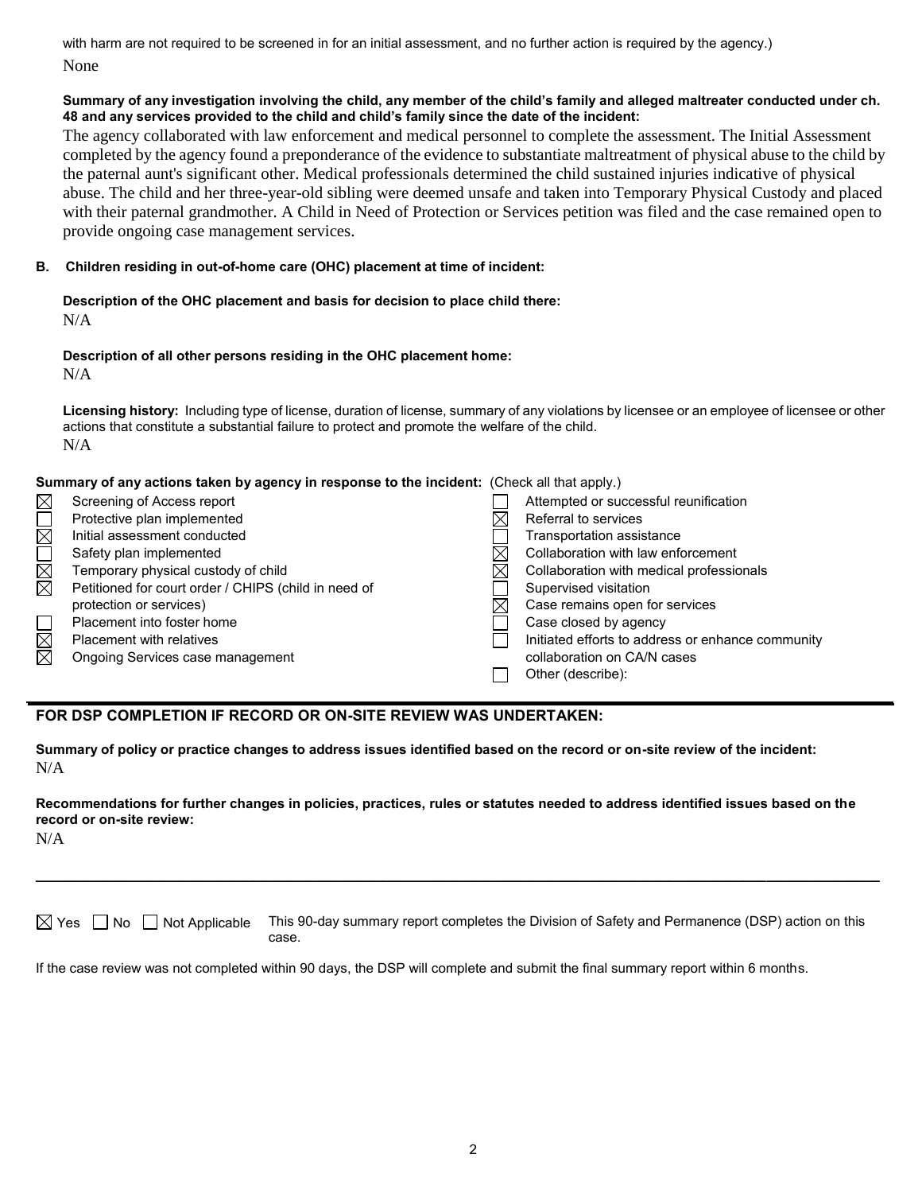with harm are not required to be screened in for an initial assessment, and no further action is required by the agency.)

None

**Summary of any investigation involving the child, any member of the child's family and alleged maltreater conducted under ch. 48 and any services provided to the child and child's family since the date of the incident:**

The agency collaborated with law enforcement and medical personnel to complete the assessment. The Initial Assessment completed by the agency found a preponderance of the evidence to substantiate maltreatment of physical abuse to the child by the paternal aunt's significant other. Medical professionals determined the child sustained injuries indicative of physical abuse. The child and her three-year-old sibling were deemed unsafe and taken into Temporary Physical Custody and placed with their paternal grandmother. A Child in Need of Protection or Services petition was filed and the case remained open to provide ongoing case management services.

**B. Children residing in out-of-home care (OHC) placement at time of incident:**

**Description of the OHC placement and basis for decision to place child there:**

N/A

**Description of all other persons residing in the OHC placement home:**

N/A

**Licensing history:** Including type of license, duration of license, summary of any violations by licensee or an employee of licensee or other actions that constitute a substantial failure to protect and promote the welfare of the child.

N/A

**Summary of any actions taken by agency in response to the incident:** (Check all that apply.)

- ☒ Screening of Access report
- ☐ Protective plan implemented
- ☒ Initial assessment conducted
- ☐ Safety plan implemented
- ☒ Temporary physical custody of child
- ☒ Petitioned for court order / CHIPS (child in need of protection or services)
- ☐ Placement into foster home
- ☒ Placement with relatives
- ☒ Ongoing Services case management
- ☐ Attempted or successful reunification
- ☒ Referral to services
- ☐ Transportation assistance
- ☒ Collaboration with law enforcement
- ☒ Collaboration with medical professionals
- ☐ Supervised visitation
- ☒ Case remains open for services
- ☐ Case closed by agency
- ☐ Initiated efforts to address or enhance community collaboration on CA/N cases
- ☐ Other (describe):

---

## FOR DSP COMPLETION IF RECORD OR ON-SITE REVIEW WAS UNDERTAKEN:

**Summary of policy or practice changes to address issues identified based on the record or on-site review of the incident:**

N/A

**Recommendations for further changes in policies, practices, rules or statutes needed to address identified issues based on the record or on-site review:**

N/A

---

☒ Yes ☐ No ☐ Not Applicable This 90-day summary report completes the Division of Safety and Permanence (DSP) action on this case.

If the case review was not completed within 90 days, the DSP will complete and submit the final summary report within 6 months.